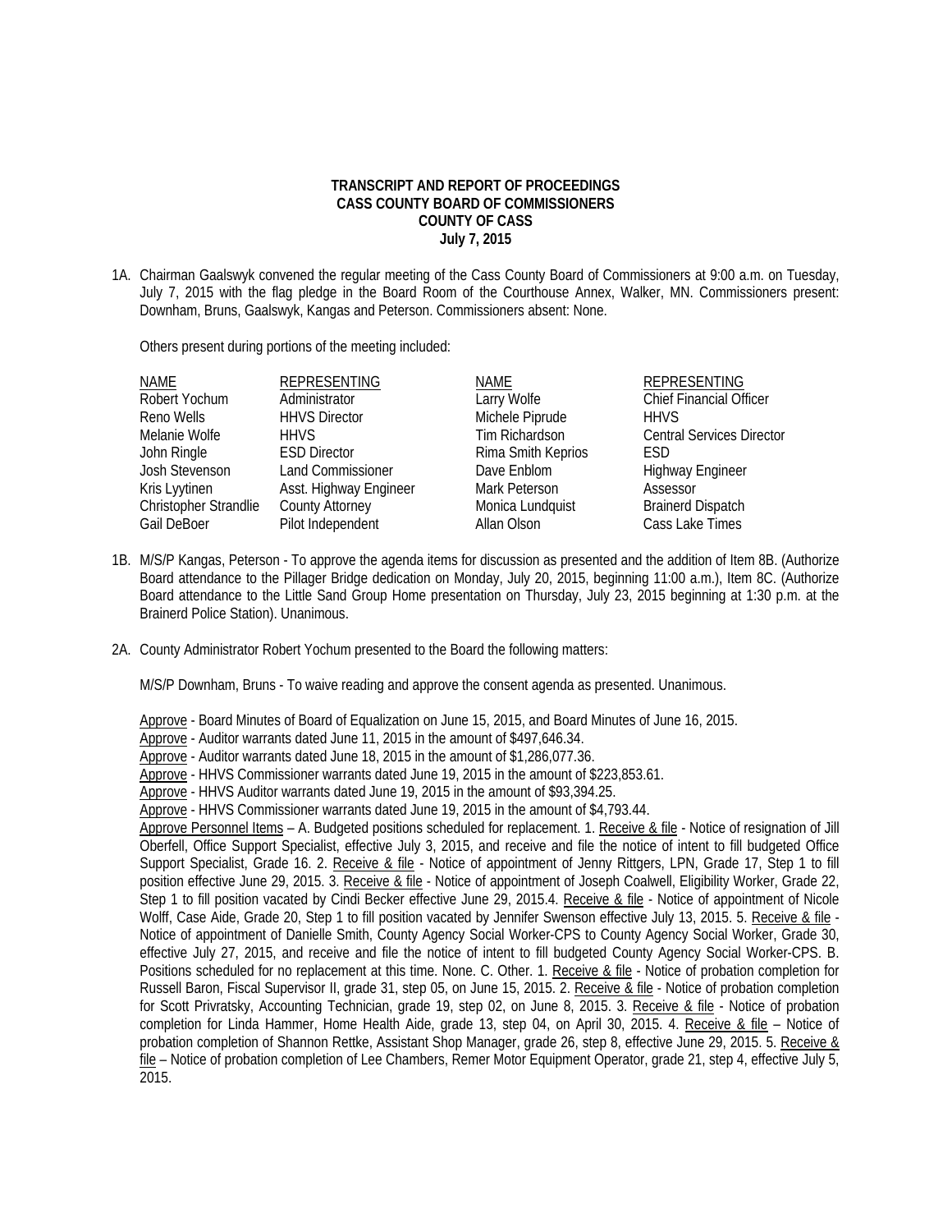**TRANSCRIPT AND REPORT OF PROCEEDINGS**
**CASS COUNTY BOARD OF COMMISSIONERS**
**COUNTY OF CASS**
**July 7, 2015**

1A. Chairman Gaalswyk convened the regular meeting of the Cass County Board of Commissioners at 9:00 a.m. on Tuesday, July 7, 2015 with the flag pledge in the Board Room of the Courthouse Annex, Walker, MN. Commissioners present: Downham, Bruns, Gaalswyk, Kangas and Peterson. Commissioners absent: None.

Others present during portions of the meeting included:

| NAME | REPRESENTING | NAME | REPRESENTING |
|---|---|---|---|
| Robert Yochum | Administrator | Larry Wolfe | Chief Financial Officer |
| Reno Wells | HHVS Director | Michele Piprude | HHVS |
| Melanie Wolfe | HHVS | Tim Richardson | Central Services Director |
| John Ringle | ESD Director | Rima Smith Keprios | ESD |
| Josh Stevenson | Land Commissioner | Dave Enblom | Highway Engineer |
| Kris Lyytinen | Asst. Highway Engineer | Mark Peterson | Assessor |
| Christopher Strandlie | County Attorney | Monica Lundquist | Brainerd Dispatch |
| Gail DeBoer | Pilot Independent | Allan Olson | Cass Lake Times |

1B. M/S/P Kangas, Peterson - To approve the agenda items for discussion as presented and the addition of Item 8B. (Authorize Board attendance to the Pillager Bridge dedication on Monday, July 20, 2015, beginning 11:00 a.m.), Item 8C. (Authorize Board attendance to the Little Sand Group Home presentation on Thursday, July 23, 2015 beginning at 1:30 p.m. at the Brainerd Police Station). Unanimous.

2A. County Administrator Robert Yochum presented to the Board the following matters:

M/S/P Downham, Bruns - To waive reading and approve the consent agenda as presented. Unanimous.

Approve - Board Minutes of Board of Equalization on June 15, 2015, and Board Minutes of June 16, 2015.
Approve - Auditor warrants dated June 11, 2015 in the amount of $497,646.34.
Approve - Auditor warrants dated June 18, 2015 in the amount of $1,286,077.36.
Approve - HHVS Commissioner warrants dated June 19, 2015 in the amount of $223,853.61.
Approve - HHVS Auditor warrants dated June 19, 2015 in the amount of $93,394.25.
Approve - HHVS Commissioner warrants dated June 19, 2015 in the amount of $4,793.44.
Approve Personnel Items – A. Budgeted positions scheduled for replacement. 1. Receive & file - Notice of resignation of Jill Oberfell, Office Support Specialist, effective July 3, 2015, and receive and file the notice of intent to fill budgeted Office Support Specialist, Grade 16. 2. Receive & file - Notice of appointment of Jenny Rittgers, LPN, Grade 17, Step 1 to fill position effective June 29, 2015. 3. Receive & file - Notice of appointment of Joseph Coalwell, Eligibility Worker, Grade 22, Step 1 to fill position vacated by Cindi Becker effective June 29, 2015.4. Receive & file - Notice of appointment of Nicole Wolff, Case Aide, Grade 20, Step 1 to fill position vacated by Jennifer Swenson effective July 13, 2015. 5. Receive & file - Notice of appointment of Danielle Smith, County Agency Social Worker-CPS to County Agency Social Worker, Grade 30, effective July 27, 2015, and receive and file the notice of intent to fill budgeted County Agency Social Worker-CPS. B. Positions scheduled for no replacement at this time. None. C. Other. 1. Receive & file - Notice of probation completion for Russell Baron, Fiscal Supervisor II, grade 31, step 05, on June 15, 2015. 2. Receive & file - Notice of probation completion for Scott Privratsky, Accounting Technician, grade 19, step 02, on June 8, 2015. 3. Receive & file - Notice of probation completion for Linda Hammer, Home Health Aide, grade 13, step 04, on April 30, 2015. 4. Receive & file – Notice of probation completion of Shannon Rettke, Assistant Shop Manager, grade 26, step 8, effective June 29, 2015. 5. Receive & file – Notice of probation completion of Lee Chambers, Remer Motor Equipment Operator, grade 21, step 4, effective July 5, 2015.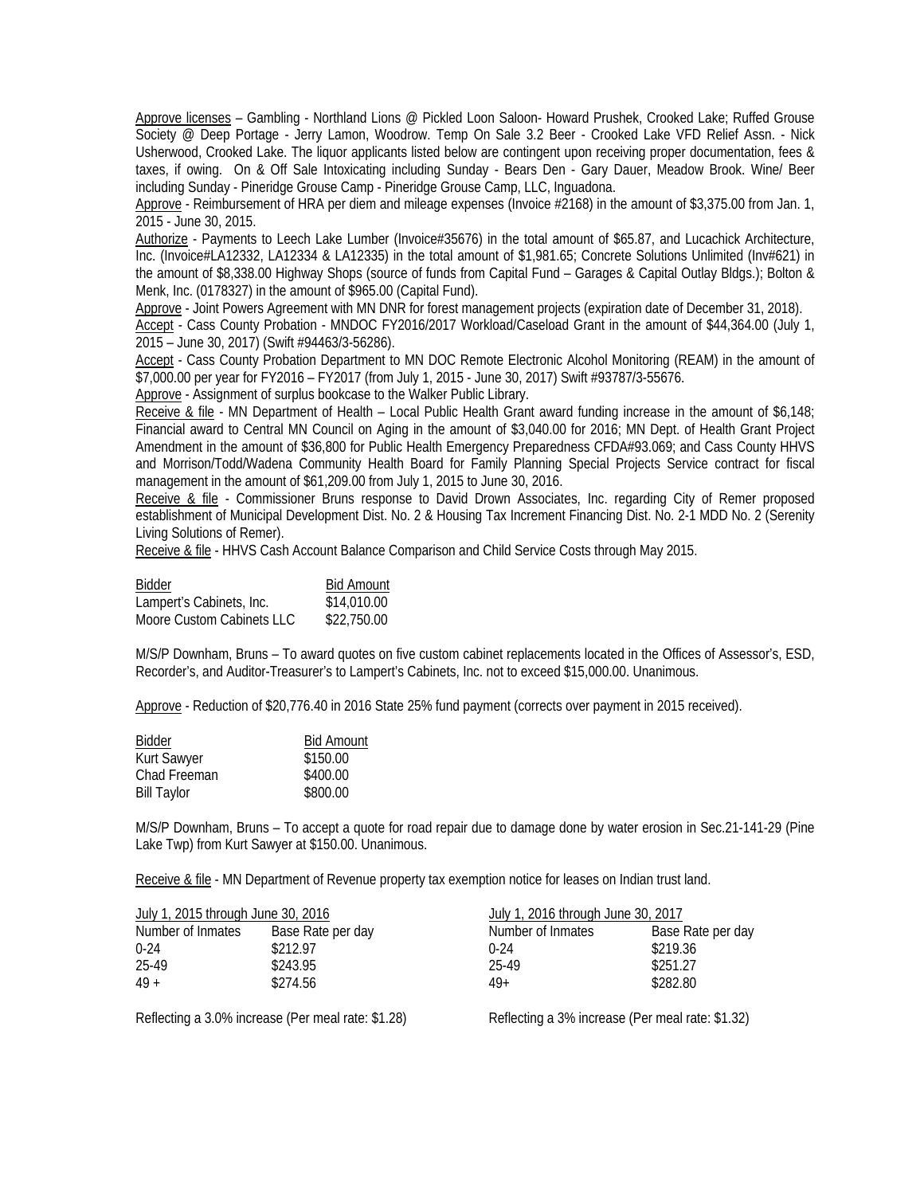Approve licenses – Gambling - Northland Lions @ Pickled Loon Saloon- Howard Prushek, Crooked Lake; Ruffed Grouse Society @ Deep Portage - Jerry Lamon, Woodrow. Temp On Sale 3.2 Beer - Crooked Lake VFD Relief Assn. - Nick Usherwood, Crooked Lake. The liquor applicants listed below are contingent upon receiving proper documentation, fees & taxes, if owing. On & Off Sale Intoxicating including Sunday - Bears Den - Gary Dauer, Meadow Brook. Wine/ Beer including Sunday - Pineridge Grouse Camp - Pineridge Grouse Camp, LLC, Inguadona.

Approve - Reimbursement of HRA per diem and mileage expenses (Invoice #2168) in the amount of $3,375.00 from Jan. 1, 2015 - June 30, 2015.

Authorize - Payments to Leech Lake Lumber (Invoice#35676) in the total amount of $65.87, and Lucachick Architecture, Inc. (Invoice#LA12332, LA12334 & LA12335) in the total amount of $1,981.65; Concrete Solutions Unlimited (Inv#621) in the amount of $8,338.00 Highway Shops (source of funds from Capital Fund – Garages & Capital Outlay Bldgs.); Bolton & Menk, Inc. (0178327) in the amount of $965.00 (Capital Fund).

Approve - Joint Powers Agreement with MN DNR for forest management projects (expiration date of December 31, 2018).

Accept - Cass County Probation - MNDOC FY2016/2017 Workload/Caseload Grant in the amount of $44,364.00 (July 1, 2015 – June 30, 2017) (Swift #94463/3-56286).

Accept - Cass County Probation Department to MN DOC Remote Electronic Alcohol Monitoring (REAM) in the amount of $7,000.00 per year for FY2016 – FY2017 (from July 1, 2015 - June 30, 2017) Swift #93787/3-55676.

Approve - Assignment of surplus bookcase to the Walker Public Library.

Receive & file - MN Department of Health – Local Public Health Grant award funding increase in the amount of $6,148; Financial award to Central MN Council on Aging in the amount of $3,040.00 for 2016; MN Dept. of Health Grant Project Amendment in the amount of $36,800 for Public Health Emergency Preparedness CFDA#93.069; and Cass County HHVS and Morrison/Todd/Wadena Community Health Board for Family Planning Special Projects Service contract for fiscal management in the amount of $61,209.00 from July 1, 2015 to June 30, 2016.

Receive & file - Commissioner Bruns response to David Drown Associates, Inc. regarding City of Remer proposed establishment of Municipal Development Dist. No. 2 & Housing Tax Increment Financing Dist. No. 2-1 MDD No. 2 (Serenity Living Solutions of Remer).

Receive & file - HHVS Cash Account Balance Comparison and Child Service Costs through May 2015.

| Bidder | Bid Amount |
|---|---|
| Lampert's Cabinets, Inc. | $14,010.00 |
| Moore Custom Cabinets LLC | $22,750.00 |

M/S/P Downham, Bruns – To award quotes on five custom cabinet replacements located in the Offices of Assessor's, ESD, Recorder's, and Auditor-Treasurer's to Lampert's Cabinets, Inc. not to exceed $15,000.00. Unanimous.

Approve - Reduction of $20,776.40 in 2016 State 25% fund payment (corrects over payment in 2015 received).

| Bidder | Bid Amount |
|---|---|
| Kurt Sawyer | $150.00 |
| Chad Freeman | $400.00 |
| Bill Taylor | $800.00 |

M/S/P Downham, Bruns – To accept a quote for road repair due to damage done by water erosion in Sec.21-141-29 (Pine Lake Twp) from Kurt Sawyer at $150.00. Unanimous.

Receive & file - MN Department of Revenue property tax exemption notice for leases on Indian trust land.

| July 1, 2015 through June 30, 2016 | | July 1, 2016 through June 30, 2017 | |
|---|---|---|---|
| Number of Inmates | Base Rate per day | Number of Inmates | Base Rate per day |
| 0-24 | $212.97 | 0-24 | $219.36 |
| 25-49 | $243.95 | 25-49 | $251.27 |
| 49 + | $274.56 | 49+ | $282.80 |
| Reflecting a 3.0% increase (Per meal rate: $1.28) | | Reflecting a 3% increase (Per meal rate: $1.32) | |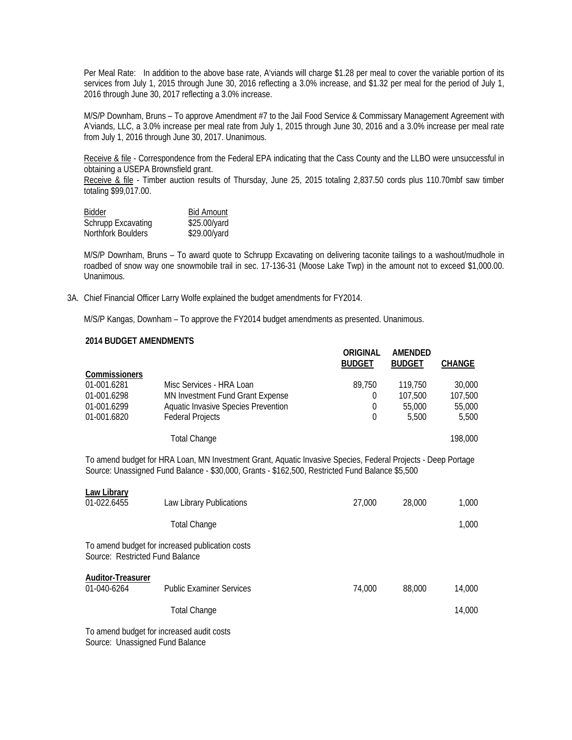Per Meal Rate: In addition to the above base rate, A'viands will charge $1.28 per meal to cover the variable portion of its services from July 1, 2015 through June 30, 2016 reflecting a 3.0% increase, and $1.32 per meal for the period of July 1, 2016 through June 30, 2017 reflecting a 3.0% increase.

M/S/P Downham, Bruns – To approve Amendment #7 to the Jail Food Service & Commissary Management Agreement with A'viands, LLC, a 3.0% increase per meal rate from July 1, 2015 through June 30, 2016 and a 3.0% increase per meal rate from July 1, 2016 through June 30, 2017. Unanimous.

Receive & file - Correspondence from the Federal EPA indicating that the Cass County and the LLBO were unsuccessful in obtaining a USEPA Brownsfield grant.

Receive & file - Timber auction results of Thursday, June 25, 2015 totaling 2,837.50 cords plus 110.70mbf saw timber totaling $99,017.00.

| Bidder | Bid Amount |
|---|---|
| Schrupp Excavating | $25.00/yard |
| Northfork Boulders | $29.00/yard |

M/S/P Downham, Bruns – To award quote to Schrupp Excavating on delivering taconite tailings to a washout/mudhole in roadbed of snow way one snowmobile trail in sec. 17-136-31 (Moose Lake Twp) in the amount not to exceed $1,000.00. Unanimous.

3A. Chief Financial Officer Larry Wolfe explained the budget amendments for FY2014.

M/S/P Kangas, Downham – To approve the FY2014 budget amendments as presented. Unanimous.

**2014 BUDGET AMENDMENTS**

| | | ORIGINAL BUDGET | AMENDED BUDGET | CHANGE |
|---|---|---|---|---|
| **Commissioners** | | | | |
| 01-001.6281 | Misc Services - HRA Loan | 89,750 | 119,750 | 30,000 |
| 01-001.6298 | MN Investment Fund Grant Expense | 0 | 107,500 | 107,500 |
| 01-001.6299 | Aquatic Invasive Species Prevention | 0 | 55,000 | 55,000 |
| 01-001.6820 | Federal Projects | 0 | 5,500 | 5,500 |
| | Total Change | | | 198,000 |

To amend budget for HRA Loan, MN Investment Grant, Aquatic Invasive Species, Federal Projects - Deep Portage
Source: Unassigned Fund Balance - $30,000, Grants - $162,500, Restricted Fund Balance $5,500

| | | ORIGINAL BUDGET | AMENDED BUDGET | CHANGE |
|---|---|---|---|---|
| **Law Library** | | | | |
| 01-022.6455 | Law Library Publications | 27,000 | 28,000 | 1,000 |
| | Total Change | | | 1,000 |

To amend budget for increased publication costs
Source: Restricted Fund Balance

| | | ORIGINAL BUDGET | AMENDED BUDGET | CHANGE |
|---|---|---|---|---|
| **Auditor-Treasurer** | | | | |
| 01-040-6264 | Public Examiner Services | 74,000 | 88,000 | 14,000 |
| | Total Change | | | 14,000 |

To amend budget for increased audit costs
Source: Unassigned Fund Balance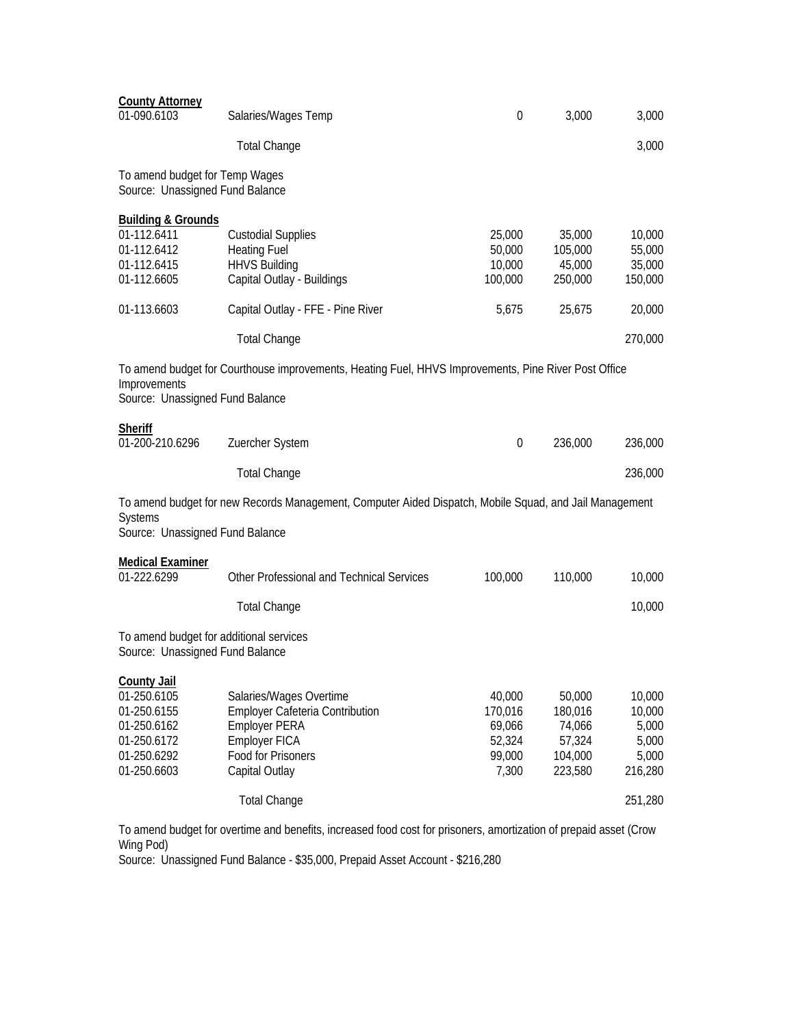**County Attorney**

| | | | | |
|---|---|---|---|---|
| 01-090.6103 | Salaries/Wages Temp | 0 | 3,000 | 3,000 |
| | Total Change | | | 3,000 |

To amend budget for Temp Wages
Source: Unassigned Fund Balance

**Building & Grounds**

| | | | | |
|---|---|---|---|---|
| 01-112.6411 | Custodial Supplies | 25,000 | 35,000 | 10,000 |
| 01-112.6412 | Heating Fuel | 50,000 | 105,000 | 55,000 |
| 01-112.6415 | HHVS Building | 10,000 | 45,000 | 35,000 |
| 01-112.6605 | Capital Outlay - Buildings | 100,000 | 250,000 | 150,000 |
| 01-113.6603 | Capital Outlay - FFE - Pine River | 5,675 | 25,675 | 20,000 |
| | Total Change | | | 270,000 |

To amend budget for Courthouse improvements, Heating Fuel, HHVS Improvements, Pine River Post Office Improvements
Source: Unassigned Fund Balance

**Sheriff**

| | | | | |
|---|---|---|---|---|
| 01-200-210.6296 | Zuercher System | 0 | 236,000 | 236,000 |
| | Total Change | | | 236,000 |

To amend budget for new Records Management, Computer Aided Dispatch, Mobile Squad, and Jail Management Systems
Source: Unassigned Fund Balance

**Medical Examiner**

| | | | | |
|---|---|---|---|---|
| 01-222.6299 | Other Professional and Technical Services | 100,000 | 110,000 | 10,000 |
| | Total Change | | | 10,000 |

To amend budget for additional services
Source: Unassigned Fund Balance

**County Jail**

| | | | | |
|---|---|---|---|---|
| 01-250.6105 | Salaries/Wages Overtime | 40,000 | 50,000 | 10,000 |
| 01-250.6155 | Employer Cafeteria Contribution | 170,016 | 180,016 | 10,000 |
| 01-250.6162 | Employer PERA | 69,066 | 74,066 | 5,000 |
| 01-250.6172 | Employer FICA | 52,324 | 57,324 | 5,000 |
| 01-250.6292 | Food for Prisoners | 99,000 | 104,000 | 5,000 |
| 01-250.6603 | Capital Outlay | 7,300 | 223,580 | 216,280 |
| | Total Change | | | 251,280 |

To amend budget for overtime and benefits, increased food cost for prisoners, amortization of prepaid asset (Crow Wing Pod)
Source: Unassigned Fund Balance - $35,000, Prepaid Asset Account - $216,280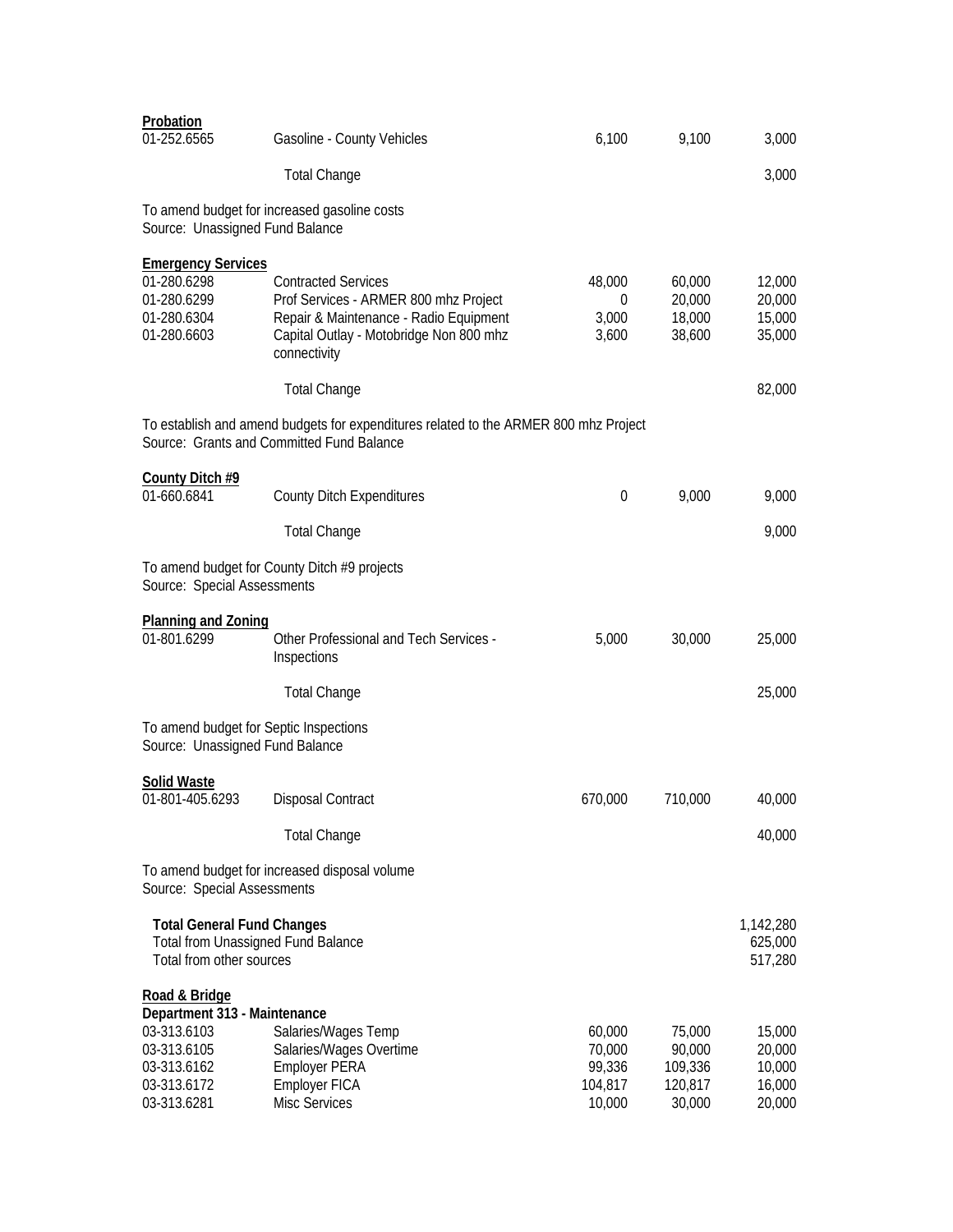**Probation**

| | | | | |
|---|---|---|---|---|
| 01-252.6565 | Gasoline - County Vehicles | 6,100 | 9,100 | 3,000 |
| | Total Change | | | 3,000 |

To amend budget for increased gasoline costs
Source: Unassigned Fund Balance

**Emergency Services**

| | | | | |
|---|---|---|---|---|
| 01-280.6298 | Contracted Services | 48,000 | 60,000 | 12,000 |
| 01-280.6299 | Prof Services - ARMER 800 mhz Project | 0 | 20,000 | 20,000 |
| 01-280.6304 | Repair & Maintenance - Radio Equipment | 3,000 | 18,000 | 15,000 |
| 01-280.6603 | Capital Outlay - Motobridge Non 800 mhz connectivity | 3,600 | 38,600 | 35,000 |
| | Total Change | | | 82,000 |

To establish and amend budgets for expenditures related to the ARMER 800 mhz Project
Source: Grants and Committed Fund Balance

**County Ditch #9**

| | | | | |
|---|---|---|---|---|
| 01-660.6841 | County Ditch Expenditures | 0 | 9,000 | 9,000 |
| | Total Change | | | 9,000 |

To amend budget for County Ditch #9 projects
Source: Special Assessments

**Planning and Zoning**

| | | | | |
|---|---|---|---|---|
| 01-801.6299 | Other Professional and Tech Services - Inspections | 5,000 | 30,000 | 25,000 |
| | Total Change | | | 25,000 |

To amend budget for Septic Inspections
Source: Unassigned Fund Balance

**Solid Waste**

| | | | | |
|---|---|---|---|---|
| 01-801-405.6293 | Disposal Contract | 670,000 | 710,000 | 40,000 |
| | Total Change | | | 40,000 |

To amend budget for increased disposal volume
Source: Special Assessments

| | |
|---|---|
| **Total General Fund Changes** | 1,142,280 |
| Total from Unassigned Fund Balance | 625,000 |
| Total from other sources | 517,280 |

**Road & Bridge**

**Department 313 - Maintenance**

| | | | | |
|---|---|---|---|---|
| 03-313.6103 | Salaries/Wages Temp | 60,000 | 75,000 | 15,000 |
| 03-313.6105 | Salaries/Wages Overtime | 70,000 | 90,000 | 20,000 |
| 03-313.6162 | Employer PERA | 99,336 | 109,336 | 10,000 |
| 03-313.6172 | Employer FICA | 104,817 | 120,817 | 16,000 |
| 03-313.6281 | Misc Services | 10,000 | 30,000 | 20,000 |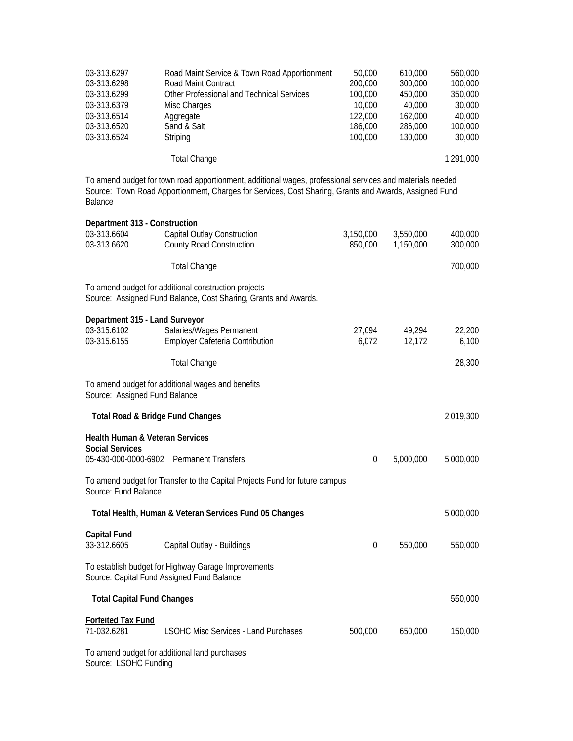| | | | | |
|---|---|---|---|---|
| 03-313.6297 | Road Maint Service & Town Road Apportionment | 50,000 | 610,000 | 560,000 |
| 03-313.6298 | Road Maint Contract | 200,000 | 300,000 | 100,000 |
| 03-313.6299 | Other Professional and Technical Services | 100,000 | 450,000 | 350,000 |
| 03-313.6379 | Misc Charges | 10,000 | 40,000 | 30,000 |
| 03-313.6514 | Aggregate | 122,000 | 162,000 | 40,000 |
| 03-313.6520 | Sand & Salt | 186,000 | 286,000 | 100,000 |
| 03-313.6524 | Striping | 100,000 | 130,000 | 30,000 |
| | Total Change | | | 1,291,000 |

To amend budget for town road apportionment, additional wages, professional services and materials needed
Source: Town Road Apportionment, Charges for Services, Cost Sharing, Grants and Awards, Assigned Fund Balance

**Department 313 - Construction**

| | | | | |
|---|---|---|---|---|
| 03-313.6604 | Capital Outlay Construction | 3,150,000 | 3,550,000 | 400,000 |
| 03-313.6620 | County Road Construction | 850,000 | 1,150,000 | 300,000 |
| | Total Change | | | 700,000 |

To amend budget for additional construction projects
Source: Assigned Fund Balance, Cost Sharing, Grants and Awards.

**Department 315 - Land Surveyor**

| | | | | |
|---|---|---|---|---|
| 03-315.6102 | Salaries/Wages Permanent | 27,094 | 49,294 | 22,200 |
| 03-315.6155 | Employer Cafeteria Contribution | 6,072 | 12,172 | 6,100 |
| | Total Change | | | 28,300 |

To amend budget for additional wages and benefits
Source: Assigned Fund Balance

**Total Road & Bridge Fund Changes** 2,019,300

**Health Human & Veteran Services**

**Social Services**

| | | | | |
|---|---|---|---|---|
| 05-430-000-0000-6902 | Permanent Transfers | 0 | 5,000,000 | 5,000,000 |

To amend budget for Transfer to the Capital Projects Fund for future campus
Source: Fund Balance

**Total Health, Human & Veteran Services Fund 05 Changes** 5,000,000

**Capital Fund**

| | | | | |
|---|---|---|---|---|
| 33-312.6605 | Capital Outlay - Buildings | 0 | 550,000 | 550,000 |

To establish budget for Highway Garage Improvements
Source: Capital Fund Assigned Fund Balance

**Total Capital Fund Changes** 550,000

**Forfeited Tax Fund**

| | | | | |
|---|---|---|---|---|
| 71-032.6281 | LSOHC Misc Services - Land Purchases | 500,000 | 650,000 | 150,000 |

To amend budget for additional land purchases
Source: LSOHC Funding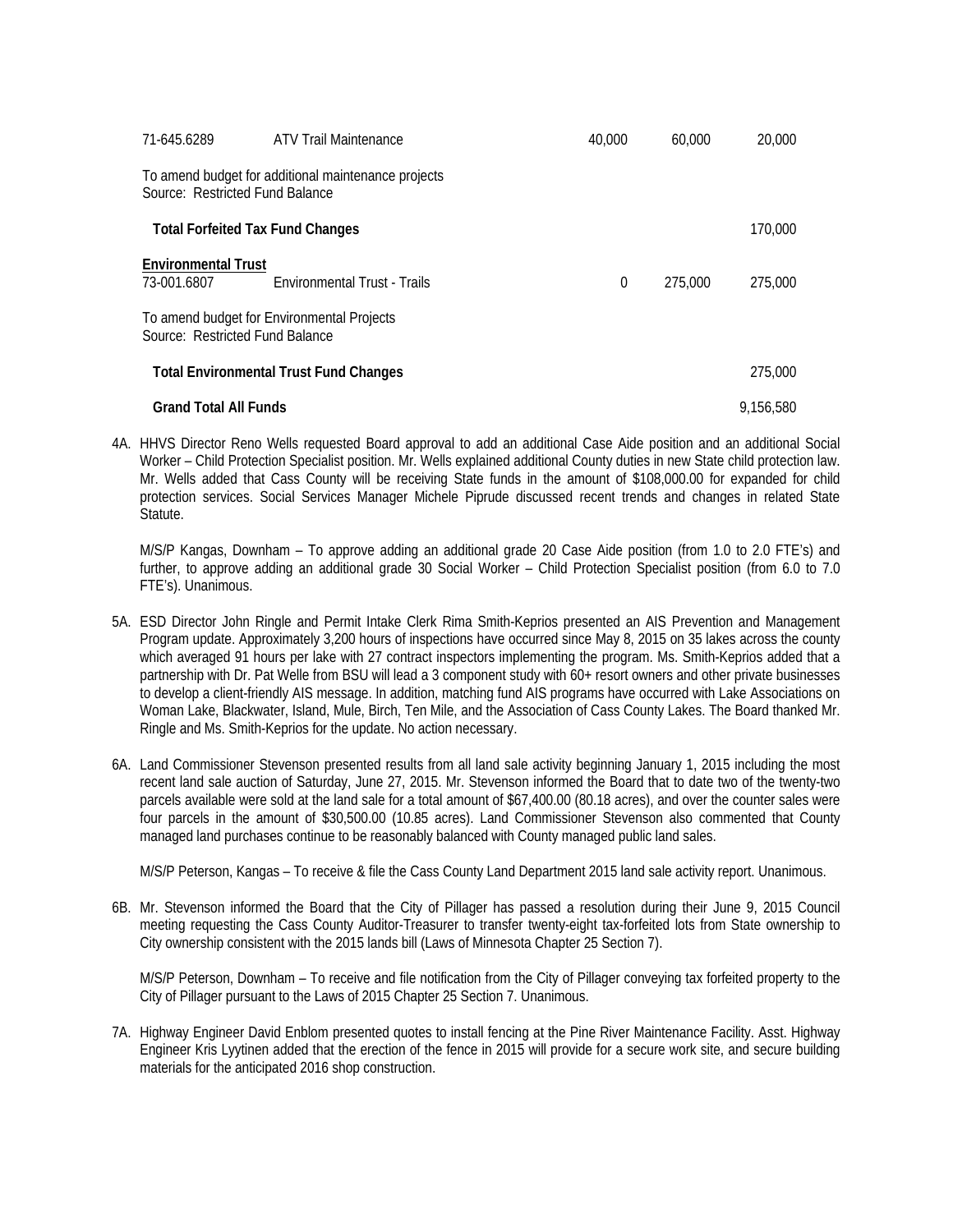| | | | | |
|---|---|---|---|---|
| 71-645.6289 | ATV Trail Maintenance | 40,000 | 60,000 | 20,000 |

To amend budget for additional maintenance projects
Source: Restricted Fund Balance

**Total Forfeited Tax Fund Changes** 170,000

**Environmental Trust**

| | | | | |
|---|---|---|---|---|
| 73-001.6807 | Environmental Trust - Trails | 0 | 275,000 | 275,000 |

To amend budget for Environmental Projects
Source: Restricted Fund Balance

**Total Environmental Trust Fund Changes** 275,000

**Grand Total All Funds** 9,156,580

4A. HHVS Director Reno Wells requested Board approval to add an additional Case Aide position and an additional Social Worker – Child Protection Specialist position. Mr. Wells explained additional County duties in new State child protection law. Mr. Wells added that Cass County will be receiving State funds in the amount of $108,000.00 for expanded for child protection services. Social Services Manager Michele Piprude discussed recent trends and changes in related State Statute.

M/S/P Kangas, Downham – To approve adding an additional grade 20 Case Aide position (from 1.0 to 2.0 FTE's) and further, to approve adding an additional grade 30 Social Worker – Child Protection Specialist position (from 6.0 to 7.0 FTE's). Unanimous.

5A. ESD Director John Ringle and Permit Intake Clerk Rima Smith-Keprios presented an AIS Prevention and Management Program update. Approximately 3,200 hours of inspections have occurred since May 8, 2015 on 35 lakes across the county which averaged 91 hours per lake with 27 contract inspectors implementing the program. Ms. Smith-Keprios added that a partnership with Dr. Pat Welle from BSU will lead a 3 component study with 60+ resort owners and other private businesses to develop a client-friendly AIS message. In addition, matching fund AIS programs have occurred with Lake Associations on Woman Lake, Blackwater, Island, Mule, Birch, Ten Mile, and the Association of Cass County Lakes. The Board thanked Mr. Ringle and Ms. Smith-Keprios for the update. No action necessary.

6A. Land Commissioner Stevenson presented results from all land sale activity beginning January 1, 2015 including the most recent land sale auction of Saturday, June 27, 2015. Mr. Stevenson informed the Board that to date two of the twenty-two parcels available were sold at the land sale for a total amount of $67,400.00 (80.18 acres), and over the counter sales were four parcels in the amount of $30,500.00 (10.85 acres). Land Commissioner Stevenson also commented that County managed land purchases continue to be reasonably balanced with County managed public land sales.

M/S/P Peterson, Kangas – To receive & file the Cass County Land Department 2015 land sale activity report. Unanimous.

6B. Mr. Stevenson informed the Board that the City of Pillager has passed a resolution during their June 9, 2015 Council meeting requesting the Cass County Auditor-Treasurer to transfer twenty-eight tax-forfeited lots from State ownership to City ownership consistent with the 2015 lands bill (Laws of Minnesota Chapter 25 Section 7).

M/S/P Peterson, Downham – To receive and file notification from the City of Pillager conveying tax forfeited property to the City of Pillager pursuant to the Laws of 2015 Chapter 25 Section 7. Unanimous.

7A. Highway Engineer David Enblom presented quotes to install fencing at the Pine River Maintenance Facility. Asst. Highway Engineer Kris Lyytinen added that the erection of the fence in 2015 will provide for a secure work site, and secure building materials for the anticipated 2016 shop construction.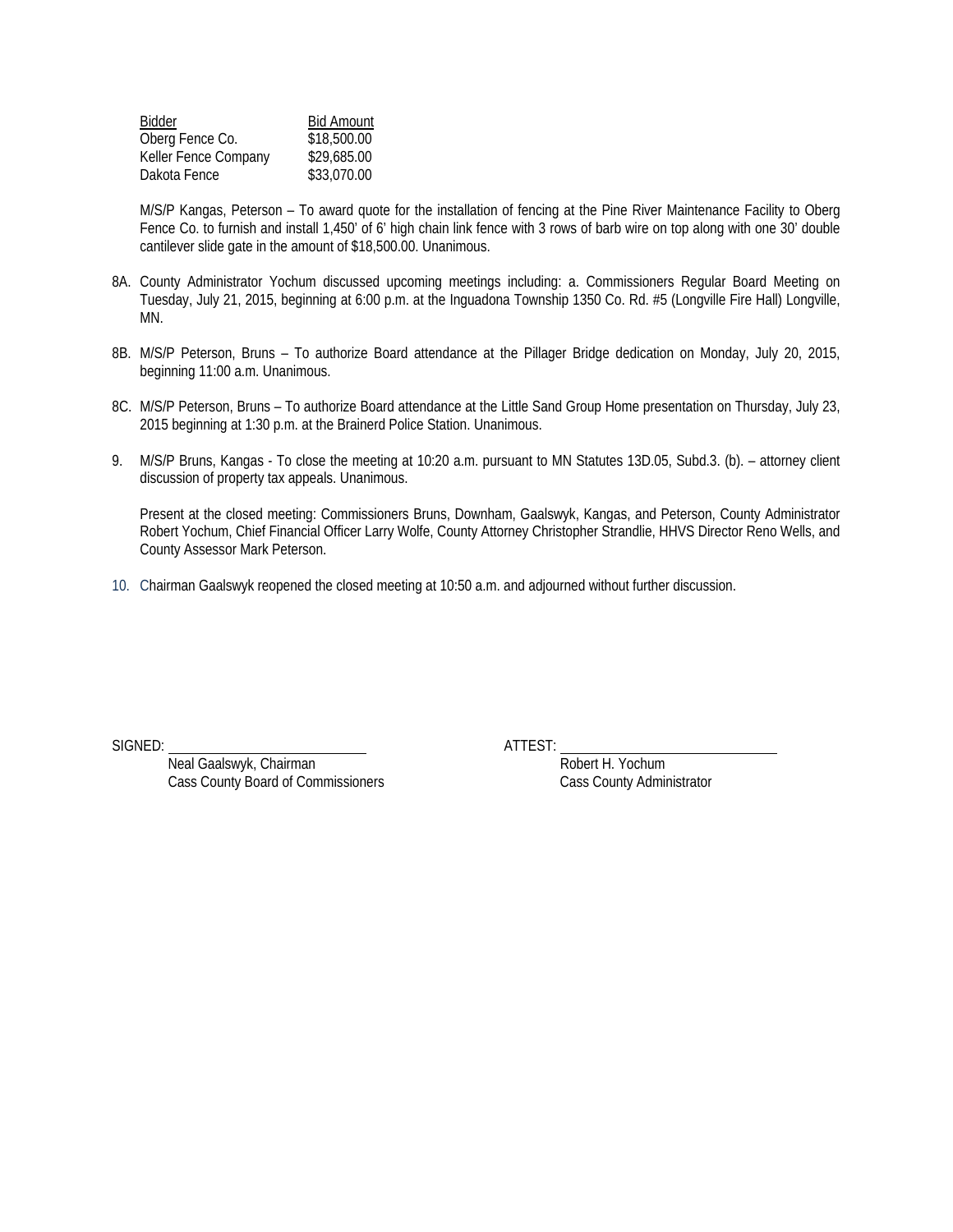| Bidder | Bid Amount |
| --- | --- |
| Oberg Fence Co. | $18,500.00 |
| Keller Fence Company | $29,685.00 |
| Dakota Fence | $33,070.00 |

M/S/P Kangas, Peterson – To award quote for the installation of fencing at the Pine River Maintenance Facility to Oberg Fence Co. to furnish and install 1,450' of 6' high chain link fence with 3 rows of barb wire on top along with one 30' double cantilever slide gate in the amount of $18,500.00. Unanimous.

8A. County Administrator Yochum discussed upcoming meetings including: a. Commissioners Regular Board Meeting on Tuesday, July 21, 2015, beginning at 6:00 p.m. at the Inguadona Township 1350 Co. Rd. #5 (Longville Fire Hall) Longville, MN.

8B. M/S/P Peterson, Bruns – To authorize Board attendance at the Pillager Bridge dedication on Monday, July 20, 2015, beginning 11:00 a.m. Unanimous.

8C. M/S/P Peterson, Bruns – To authorize Board attendance at the Little Sand Group Home presentation on Thursday, July 23, 2015 beginning at 1:30 p.m. at the Brainerd Police Station. Unanimous.

9. M/S/P Bruns, Kangas - To close the meeting at 10:20 a.m. pursuant to MN Statutes 13D.05, Subd.3. (b). – attorney client discussion of property tax appeals. Unanimous.

   Present at the closed meeting: Commissioners Bruns, Downham, Gaalswyk, Kangas, and Peterson, County Administrator Robert Yochum, Chief Financial Officer Larry Wolfe, County Attorney Christopher Strandlie, HHVS Director Reno Wells, and County Assessor Mark Peterson.

10. Chairman Gaalswyk reopened the closed meeting at 10:50 a.m. and adjourned without further discussion.

SIGNED: ____________________________
Neal Gaalswyk, Chairman
Cass County Board of Commissioners

ATTEST: ____________________________
Robert H. Yochum
Cass County Administrator